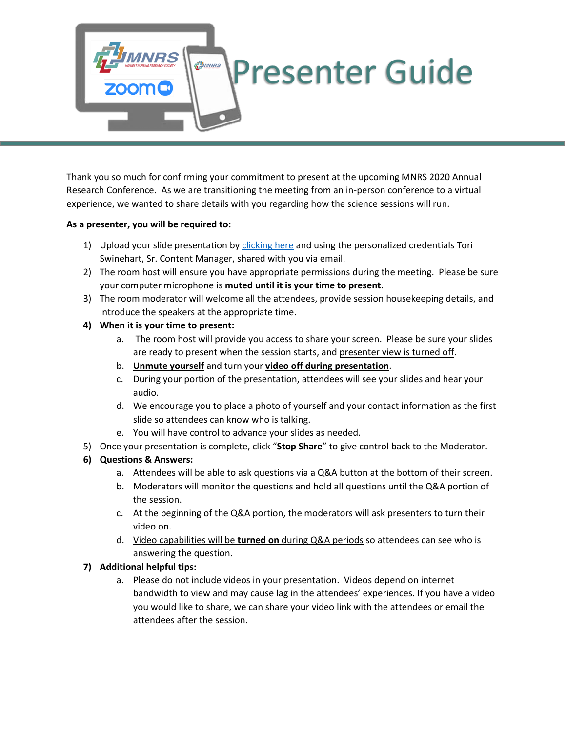# Presenter Guide

Thank you so much for confirming your commitment to present at the upcoming MNRS 2020 Annual Research Conference. As we are transitioning the meeting from an in-person conference to a virtual experience, we wanted to share details with you regarding how the science sessions will run.

**As a presenter, you will be required to:**

1) Upload your slide presentation by clicking here and using the personalized credentials Tori Swinehart, Sr. Content Manager, shared with you via email.
2) The room host will ensure you have appropriate permissions during the meeting. Please be sure your computer microphone is **muted until it is your time to present**.
3) The room moderator will welcome all the attendees, provide session housekeeping details, and introduce the speakers at the appropriate time.
4) **When it is your time to present:**
   a. The room host will provide you access to share your screen. Please be sure your slides are ready to present when the session starts, and presenter view is turned off.
   b. **Unmute yourself** and turn your **video off during presentation**.
   c. During your portion of the presentation, attendees will see your slides and hear your audio.
   d. We encourage you to place a photo of yourself and your contact information as the first slide so attendees can know who is talking.
   e. You will have control to advance your slides as needed.
5) Once your presentation is complete, click "**Stop Share**" to give control back to the Moderator.
6) **Questions & Answers:**
   a. Attendees will be able to ask questions via a Q&A button at the bottom of their screen.
   b. Moderators will monitor the questions and hold all questions until the Q&A portion of the session.
   c. At the beginning of the Q&A portion, the moderators will ask presenters to turn their video on.
   d. Video capabilities will be **turned on** during Q&A periods so attendees can see who is answering the question.
7) **Additional helpful tips:**
   a. Please do not include videos in your presentation. Videos depend on internet bandwidth to view and may cause lag in the attendees' experiences. If you have a video you would like to share, we can share your video link with the attendees or email the attendees after the session.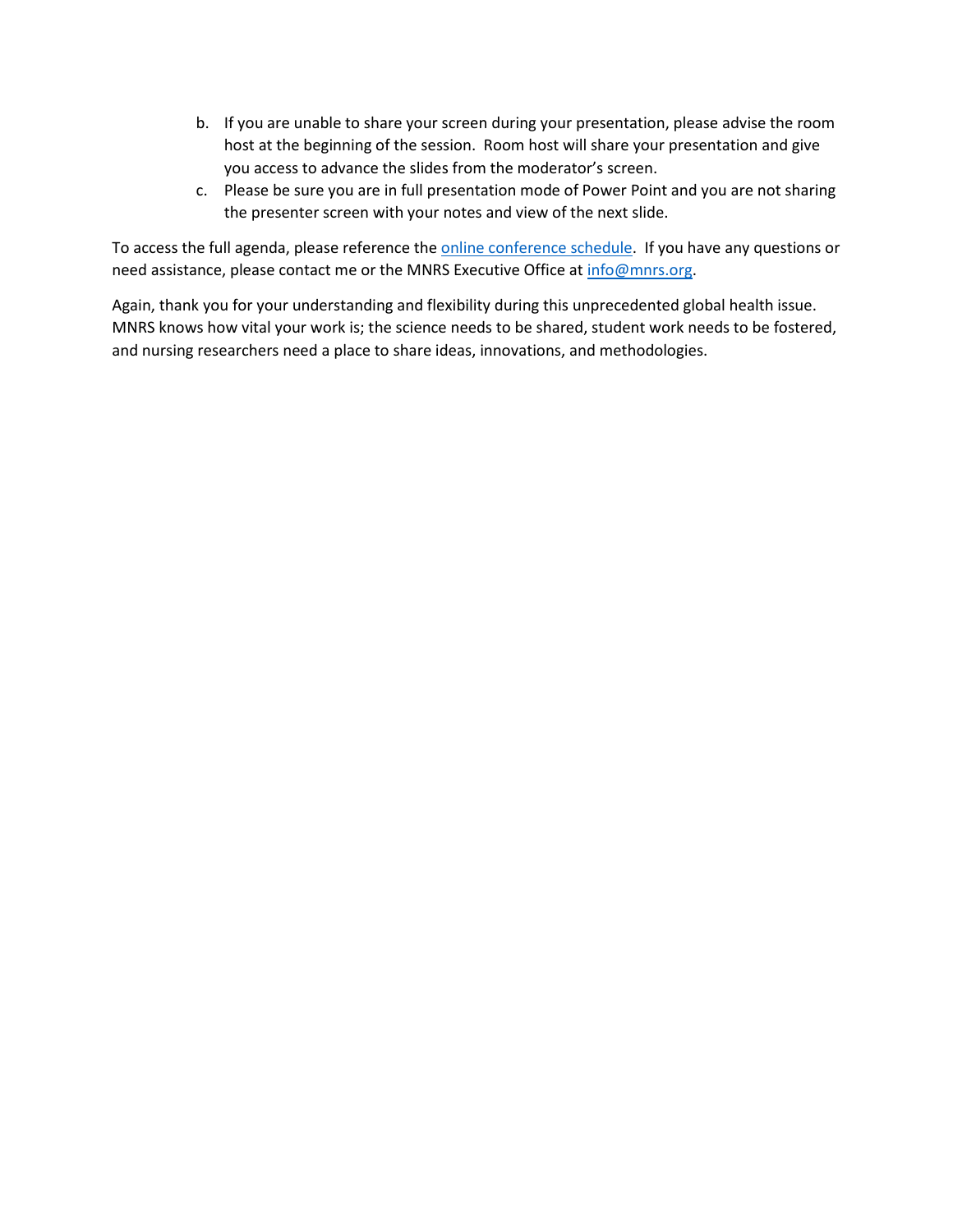b. If you are unable to share your screen during your presentation, please advise the room host at the beginning of the session. Room host will share your presentation and give you access to advance the slides from the moderator's screen.
c. Please be sure you are in full presentation mode of Power Point and you are not sharing the presenter screen with your notes and view of the next slide.

To access the full agenda, please reference the online conference schedule. If you have any questions or need assistance, please contact me or the MNRS Executive Office at info@mnrs.org.

Again, thank you for your understanding and flexibility during this unprecedented global health issue. MNRS knows how vital your work is; the science needs to be shared, student work needs to be fostered, and nursing researchers need a place to share ideas, innovations, and methodologies.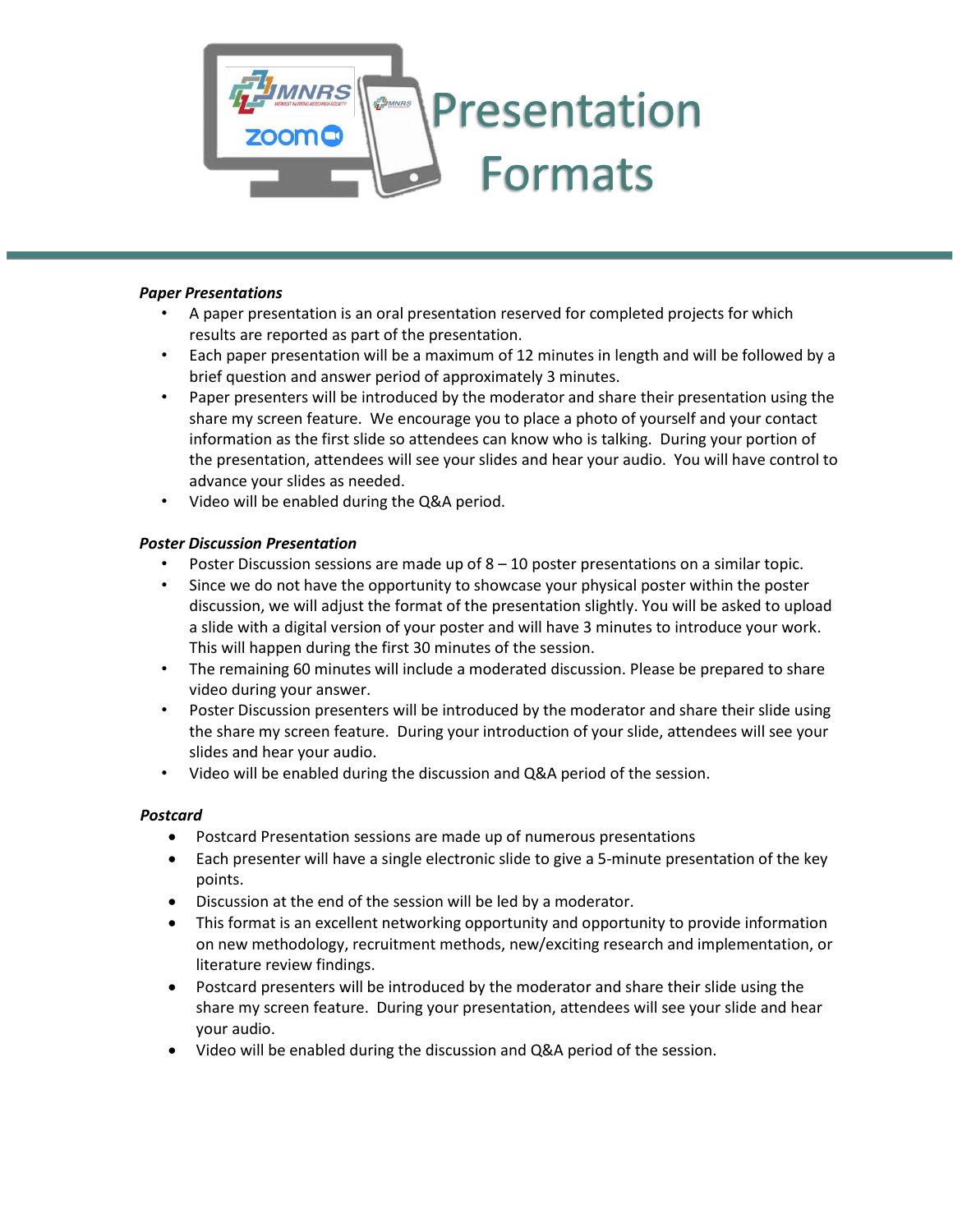# Presentation Formats

***Paper Presentations***

- A paper presentation is an oral presentation reserved for completed projects for which results are reported as part of the presentation.
- Each paper presentation will be a maximum of 12 minutes in length and will be followed by a brief question and answer period of approximately 3 minutes.
- Paper presenters will be introduced by the moderator and share their presentation using the share my screen feature. We encourage you to place a photo of yourself and your contact information as the first slide so attendees can know who is talking. During your portion of the presentation, attendees will see your slides and hear your audio. You will have control to advance your slides as needed.
- Video will be enabled during the Q&A period.

***Poster Discussion Presentation***

- Poster Discussion sessions are made up of 8 – 10 poster presentations on a similar topic.
- Since we do not have the opportunity to showcase your physical poster within the poster discussion, we will adjust the format of the presentation slightly. You will be asked to upload a slide with a digital version of your poster and will have 3 minutes to introduce your work. This will happen during the first 30 minutes of the session.
- The remaining 60 minutes will include a moderated discussion. Please be prepared to share video during your answer.
- Poster Discussion presenters will be introduced by the moderator and share their slide using the share my screen feature. During your introduction of your slide, attendees will see your slides and hear your audio.
- Video will be enabled during the discussion and Q&A period of the session.

***Postcard***

- Postcard Presentation sessions are made up of numerous presentations
- Each presenter will have a single electronic slide to give a 5-minute presentation of the key points.
- Discussion at the end of the session will be led by a moderator.
- This format is an excellent networking opportunity and opportunity to provide information on new methodology, recruitment methods, new/exciting research and implementation, or literature review findings.
- Postcard presenters will be introduced by the moderator and share their slide using the share my screen feature. During your presentation, attendees will see your slide and hear your audio.
- Video will be enabled during the discussion and Q&A period of the session.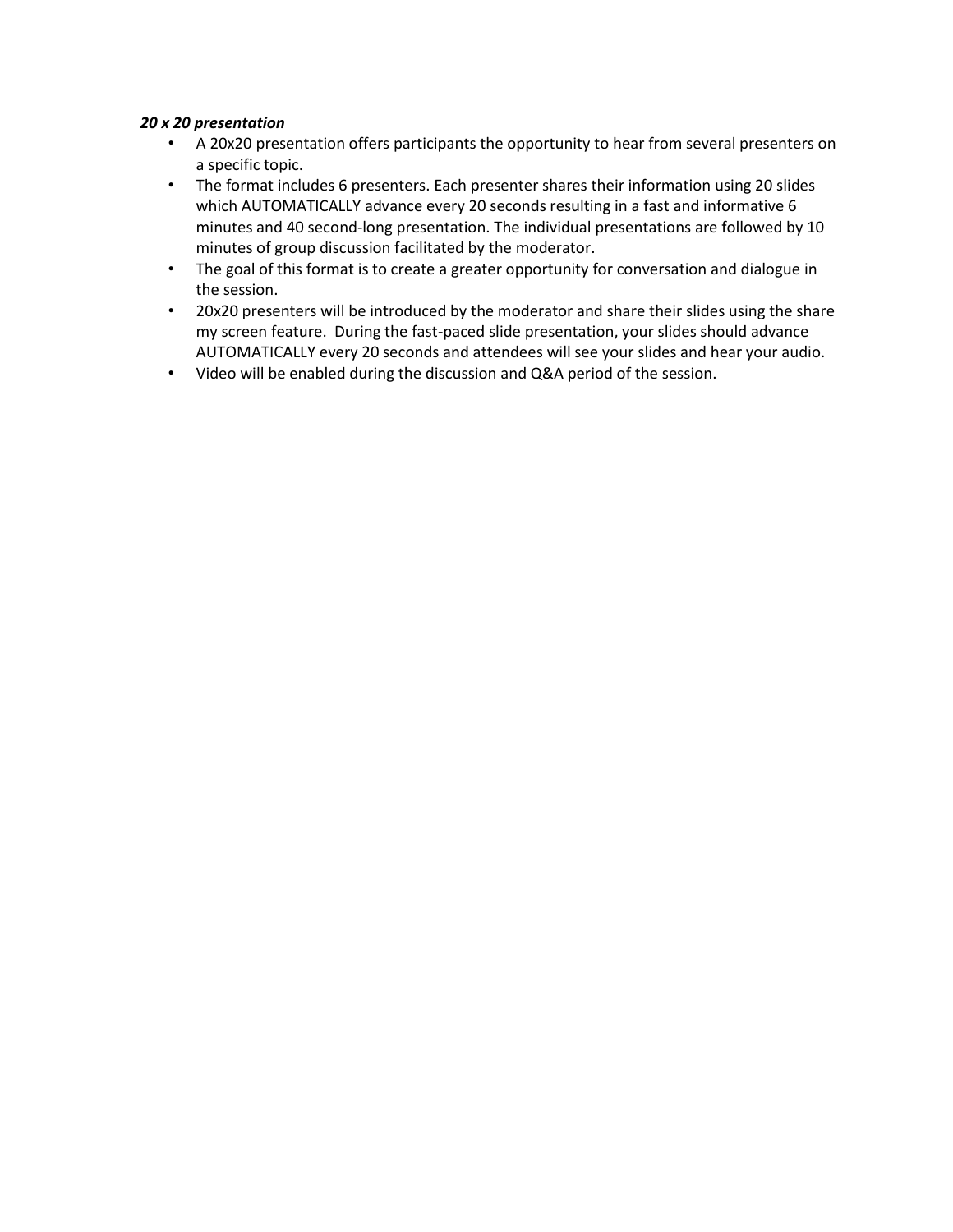***20 x 20 presentation***

- A 20x20 presentation offers participants the opportunity to hear from several presenters on a specific topic.
- The format includes 6 presenters. Each presenter shares their information using 20 slides which AUTOMATICALLY advance every 20 seconds resulting in a fast and informative 6 minutes and 40 second-long presentation. The individual presentations are followed by 10 minutes of group discussion facilitated by the moderator.
- The goal of this format is to create a greater opportunity for conversation and dialogue in the session.
- 20x20 presenters will be introduced by the moderator and share their slides using the share my screen feature. During the fast-paced slide presentation, your slides should advance AUTOMATICALLY every 20 seconds and attendees will see your slides and hear your audio.
- Video will be enabled during the discussion and Q&A period of the session.